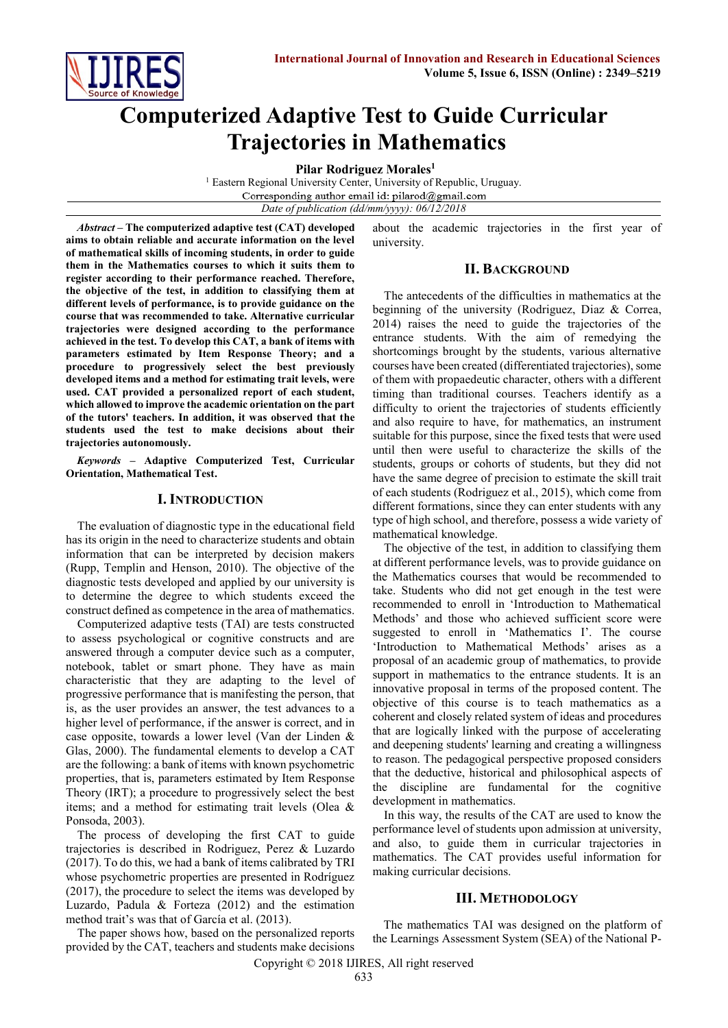# Computerized Adaptive Test to Guide Curricular Trajectories in Mathematics

**Pilar Rodriguez Morales**[1]

[1] Eastern Regional University Center, University of Republic, Uruguay.

Corresponding author email id: pilarod@gmail.com

*Date of publication (dd/mm/yyyy): 06/12/2018*

***Abstract* – The computerized adaptive test (CAT) developed aims to obtain reliable and accurate information on the level of mathematical skills of incoming students, in order to guide them in the Mathematics courses to which it suits them to register according to their performance reached. Therefore, the objective of the test, in addition to classifying them at different levels of performance, is to provide guidance on the course that was recommended to take. Alternative curricular trajectories were designed according to the performance achieved in the test. To develop this CAT, a bank of items with parameters estimated by Item Response Theory; and a procedure to progressively select the best previously developed items and a method for estimating trait levels, were used. CAT provided a personalized report of each student, which allowed to improve the academic orientation on the part of the tutors' teachers. In addition, it was observed that the students used the test to make decisions about their trajectories autonomously.**

***Keywords* – Adaptive Computerized Test, Curricular Orientation, Mathematical Test.**

## I. Introduction

The evaluation of diagnostic type in the educational field has its origin in the need to characterize students and obtain information that can be interpreted by decision makers (Rupp, Templin and Henson, 2010). The objective of the diagnostic tests developed and applied by our university is to determine the degree to which students exceed the construct defined as competence in the area of mathematics.

Computerized adaptive tests (TAI) are tests constructed to assess psychological or cognitive constructs and are answered through a computer device such as a computer, notebook, tablet or smart phone. They have as main characteristic that they are adapting to the level of progressive performance that is manifesting the person, that is, as the user provides an answer, the test advances to a higher level of performance, if the answer is correct, and in case opposite, towards a lower level (Van der Linden & Glas, 2000). The fundamental elements to develop a CAT are the following: a bank of items with known psychometric properties, that is, parameters estimated by Item Response Theory (IRT); a procedure to progressively select the best items; and a method for estimating trait levels (Olea & Ponsoda, 2003).

The process of developing the first CAT to guide trajectories is described in Rodriguez, Perez & Luzardo (2017). To do this, we had a bank of items calibrated by TRI whose psychometric properties are presented in Rodríguez (2017), the procedure to select the items was developed by Luzardo, Padula & Forteza (2012) and the estimation method trait's was that of García et al. (2013).

The paper shows how, based on the personalized reports provided by the CAT, teachers and students make decisions about the academic trajectories in the first year of university.

## II. Background

The antecedents of the difficulties in mathematics at the beginning of the university (Rodriguez, Diaz & Correa, 2014) raises the need to guide the trajectories of the entrance students. With the aim of remedying the shortcomings brought by the students, various alternative courses have been created (differentiated trajectories), some of them with propaedeutic character, others with a different timing than traditional courses. Teachers identify as a difficulty to orient the trajectories of students efficiently and also require to have, for mathematics, an instrument suitable for this purpose, since the fixed tests that were used until then were useful to characterize the skills of the students, groups or cohorts of students, but they did not have the same degree of precision to estimate the skill trait of each students (Rodriguez et al., 2015), which come from different formations, since they can enter students with any type of high school, and therefore, possess a wide variety of mathematical knowledge.

The objective of the test, in addition to classifying them at different performance levels, was to provide guidance on the Mathematics courses that would be recommended to take. Students who did not get enough in the test were recommended to enroll in 'Introduction to Mathematical Methods' and those who achieved sufficient score were suggested to enroll in 'Mathematics I'. The course 'Introduction to Mathematical Methods' arises as a proposal of an academic group of mathematics, to provide support in mathematics to the entrance students. It is an innovative proposal in terms of the proposed content. The objective of this course is to teach mathematics as a coherent and closely related system of ideas and procedures that are logically linked with the purpose of accelerating and deepening students' learning and creating a willingness to reason. The pedagogical perspective proposed considers that the deductive, historical and philosophical aspects of the discipline are fundamental for the cognitive development in mathematics.

In this way, the results of the CAT are used to know the performance level of students upon admission at university, and also, to guide them in curricular trajectories in mathematics. The CAT provides useful information for making curricular decisions.

## III. Methodology

The mathematics TAI was designed on the platform of the Learnings Assessment System (SEA) of the National P-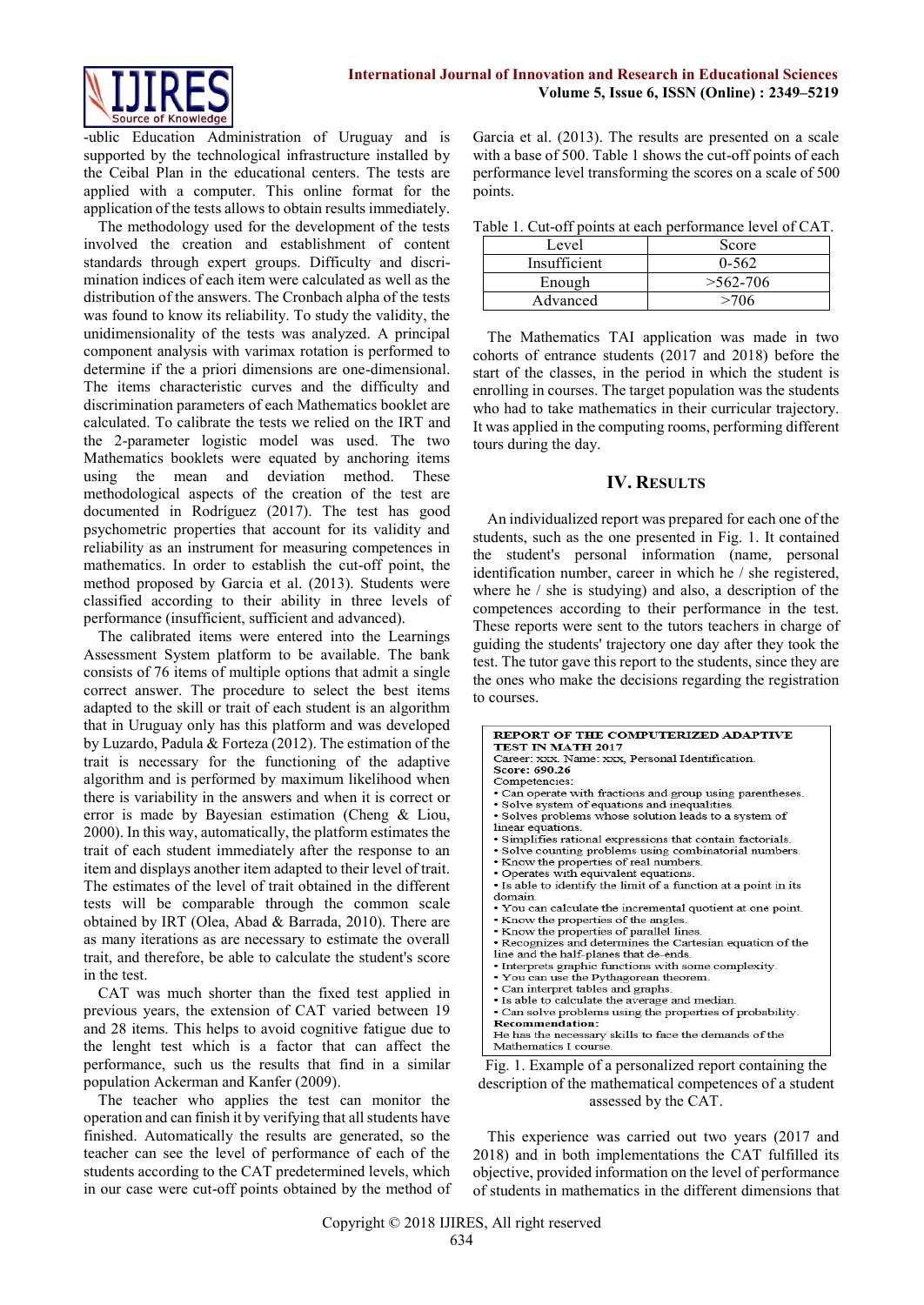-ublic Education Administration of Uruguay and is supported by the technological infrastructure installed by the Ceibal Plan in the educational centers. The tests are applied with a computer. This online format for the application of the tests allows to obtain results immediately.

The methodology used for the development of the tests involved the creation and establishment of content standards through expert groups. Difficulty and discrimination indices of each item were calculated as well as the distribution of the answers. The Cronbach alpha of the tests was found to know its reliability. To study the validity, the unidimensionality of the tests was analyzed. A principal component analysis with varimax rotation is performed to determine if the a priori dimensions are one-dimensional. The items characteristic curves and the difficulty and discrimination parameters of each Mathematics booklet are calculated. To calibrate the tests we relied on the IRT and the 2-parameter logistic model was used. The two Mathematics booklets were equated by anchoring items using the mean and deviation method. These methodological aspects of the creation of the test are documented in Rodríguez (2017). The test has good psychometric properties that account for its validity and reliability as an instrument for measuring competences in mathematics. In order to establish the cut-off point, the method proposed by Garcia et al. (2013). Students were classified according to their ability in three levels of performance (insufficient, sufficient and advanced).

The calibrated items were entered into the Learnings Assessment System platform to be available. The bank consists of 76 items of multiple options that admit a single correct answer. The procedure to select the best items adapted to the skill or trait of each student is an algorithm that in Uruguay only has this platform and was developed by Luzardo, Padula & Forteza (2012). The estimation of the trait is necessary for the functioning of the adaptive algorithm and is performed by maximum likelihood when there is variability in the answers and when it is correct or error is made by Bayesian estimation (Cheng & Liou, 2000). In this way, automatically, the platform estimates the trait of each student immediately after the response to an item and displays another item adapted to their level of trait. The estimates of the level of trait obtained in the different tests will be comparable through the common scale obtained by IRT (Olea, Abad & Barrada, 2010). There are as many iterations as are necessary to estimate the overall trait, and therefore, be able to calculate the student's score in the test.

CAT was much shorter than the fixed test applied in previous years, the extension of CAT varied between 19 and 28 items. This helps to avoid cognitive fatigue due to the lenght test which is a factor that can affect the performance, such us the results that find in a similar population Ackerman and Kanfer (2009).

The teacher who applies the test can monitor the operation and can finish it by verifying that all students have finished. Automatically the results are generated, so the teacher can see the level of performance of each of the students according to the CAT predetermined levels, which in our case were cut-off points obtained by the method of Garcia et al. (2013). The results are presented on a scale with a base of 500. Table 1 shows the cut-off points of each performance level transforming the scores on a scale of 500 points.

Table 1. Cut-off points at each performance level of CAT.

| Level | Score |
|---|---|
| Insufficient | 0-562 |
| Enough | >562-706 |
| Advanced | >706 |

The Mathematics TAI application was made in two cohorts of entrance students (2017 and 2018) before the start of the classes, in the period in which the student is enrolling in courses. The target population was the students who had to take mathematics in their curricular trajectory. It was applied in the computing rooms, performing different tours during the day.

## IV. Results

An individualized report was prepared for each one of the students, such as the one presented in Fig. 1. It contained the student's personal information (name, personal identification number, career in which he / she registered, where he / she is studying) and also, a description of the competences according to their performance in the test. These reports were sent to the tutors teachers in charge of guiding the students' trajectory one day after they took the test. The tutor gave this report to the students, since they are the ones who make the decisions regarding the registration to courses.

**REPORT OF THE COMPUTERIZED ADAPTIVE TEST IN MATH 2017**
Career: xxx. Name: xxx, Personal Identification.
**Score: 690.26**
Competencies:
- Can operate with fractions and group using parentheses.
- Solve system of equations and inequalities.
- Solves problems whose solution leads to a system of linear equations.
- Simplifies rational expressions that contain factorials.
- Solve counting problems using combinatorial numbers.
- Know the properties of real numbers.
- Operates with equivalent equations.
- Is able to identify the limit of a function at a point in its domain.
- You can calculate the incremental quotient at one point.
- Know the properties of the angles.
- Know the properties of parallel lines.
- Recognizes and determines the Cartesian equation of the line and the half-planes that de-ends.
- Interprets graphic functions with some complexity.
- You can use the Pythagorean theorem.
- Can interpret tables and graphs.
- Is able to calculate the average and median.
- Can solve problems using the properties of probability.

**Recommendation:**
He has the necessary skills to face the demands of the Mathematics I course.

Fig. 1. Example of a personalized report containing the description of the mathematical competences of a student assessed by the CAT.

This experience was carried out two years (2017 and 2018) and in both implementations the CAT fulfilled its objective, provided information on the level of performance of students in mathematics in the different dimensions that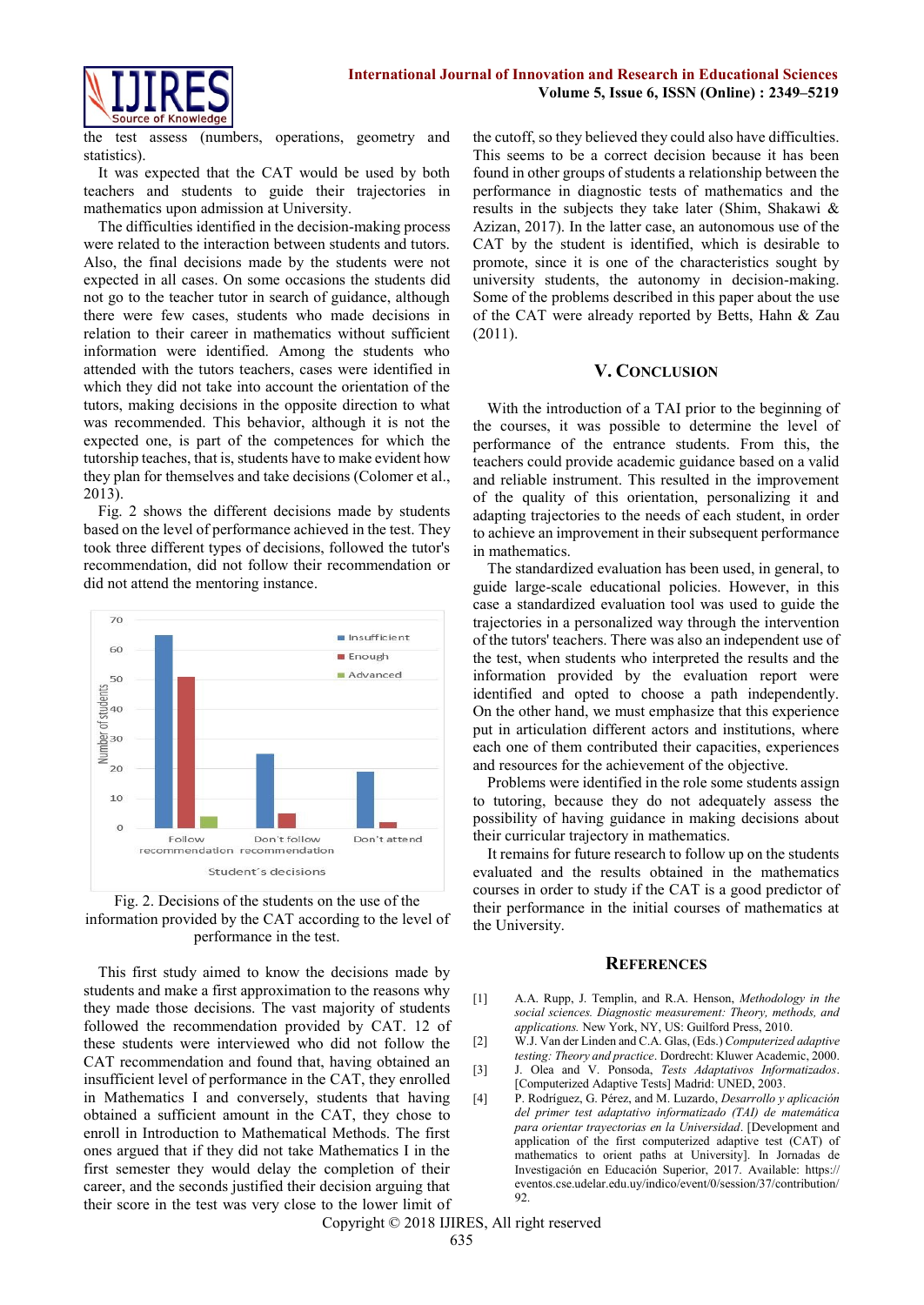the test assess (numbers, operations, geometry and statistics).

It was expected that the CAT would be used by both teachers and students to guide their trajectories in mathematics upon admission at University.

The difficulties identified in the decision-making process were related to the interaction between students and tutors. Also, the final decisions made by the students were not expected in all cases. On some occasions the students did not go to the teacher tutor in search of guidance, although there were few cases, students who made decisions in relation to their career in mathematics without sufficient information were identified. Among the students who attended with the tutors teachers, cases were identified in which they did not take into account the orientation of the tutors, making decisions in the opposite direction to what was recommended. This behavior, although it is not the expected one, is part of the competences for which the tutorship teaches, that is, students have to make evident how they plan for themselves and take decisions (Colomer et al., 2013).

Fig. 2 shows the different decisions made by students based on the level of performance achieved in the test. They took three different types of decisions, followed the tutor's recommendation, did not follow their recommendation or did not attend the mentoring instance.

Fig. 2. Decisions of the students on the use of the information provided by the CAT according to the level of performance in the test.

This first study aimed to know the decisions made by students and make a first approximation to the reasons why they made those decisions. The vast majority of students followed the recommendation provided by CAT. 12 of these students were interviewed who did not follow the CAT recommendation and found that, having obtained an insufficient level of performance in the CAT, they enrolled in Mathematics I and conversely, students that having obtained a sufficient amount in the CAT, they chose to enroll in Introduction to Mathematical Methods. The first ones argued that if they did not take Mathematics I in the first semester they would delay the completion of their career, and the seconds justified their decision arguing that their score in the test was very close to the lower limit of the cutoff, so they believed they could also have difficulties. This seems to be a correct decision because it has been found in other groups of students a relationship between the performance in diagnostic tests of mathematics and the results in the subjects they take later (Shim, Shakawi & Azizan, 2017). In the latter case, an autonomous use of the CAT by the student is identified, which is desirable to promote, since it is one of the characteristics sought by university students, the autonomy in decision-making. Some of the problems described in this paper about the use of the CAT were already reported by Betts, Hahn & Zau (2011).

## V. Conclusion

With the introduction of a TAI prior to the beginning of the courses, it was possible to determine the level of performance of the entrance students. From this, the teachers could provide academic guidance based on a valid and reliable instrument. This resulted in the improvement of the quality of this orientation, personalizing it and adapting trajectories to the needs of each student, in order to achieve an improvement in their subsequent performance in mathematics.

The standardized evaluation has been used, in general, to guide large-scale educational policies. However, in this case a standardized evaluation tool was used to guide the trajectories in a personalized way through the intervention of the tutors' teachers. There was also an independent use of the test, when students who interpreted the results and the information provided by the evaluation report were identified and opted to choose a path independently. On the other hand, we must emphasize that this experience put in articulation different actors and institutions, where each one of them contributed their capacities, experiences and resources for the achievement of the objective.

Problems were identified in the role some students assign to tutoring, because they do not adequately assess the possibility of having guidance in making decisions about their curricular trajectory in mathematics.

It remains for future research to follow up on the students evaluated and the results obtained in the mathematics courses in order to study if the CAT is a good predictor of their performance in the initial courses of mathematics at the University.

## References

[1] A.A. Rupp, J. Templin, and R.A. Henson, *Methodology in the social sciences. Diagnostic measurement: Theory, methods, and applications.* New York, NY, US: Guilford Press, 2010.

[2] W.J. Van der Linden and C.A. Glas, (Eds.) *Computerized adaptive testing: Theory and practice*. Dordrecht: Kluwer Academic, 2000.

[3] J. Olea and V. Ponsoda, *Tests Adaptativos Informatizados*. [Computerized Adaptive Tests] Madrid: UNED, 2003.

[4] P. Rodríguez, G. Pérez, and M. Luzardo, *Desarrollo y aplicación del primer test adaptativo informatizado (TAI) de matemática para orientar trayectorias en la Universidad*. [Development and application of the first computerized adaptive test (CAT) of mathematics to orient paths at University]. In Jornadas de Investigación en Educación Superior, 2017. Available: https://eventos.cse.udelar.edu.uy/indico/event/0/session/37/contribution/92.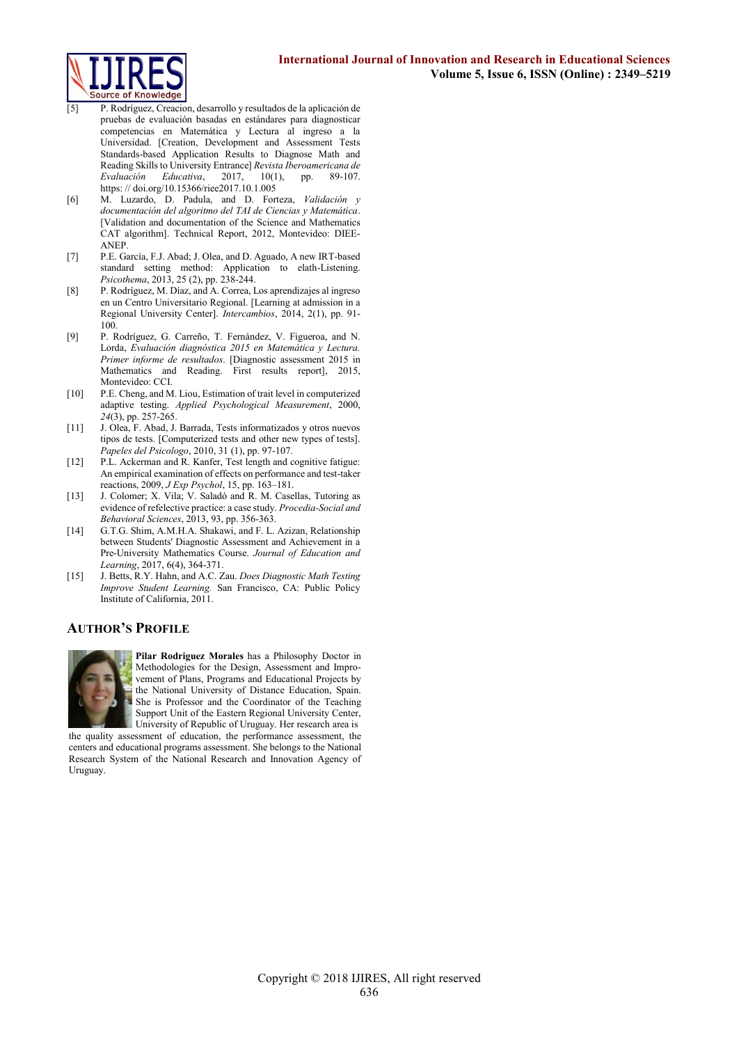[5] P. Rodríguez, Creacion, desarrollo y resultados de la aplicación de pruebas de evaluación basadas en estándares para diagnosticar competencias en Matemática y Lectura al ingreso a la Universidad. [Creation, Development and Assessment Tests Standards-based Application Results to Diagnose Math and Reading Skills to University Entrance] *Revista Iberoamericana de Evaluación Educativa*, 2017, 10(1), pp. 89-107. https: // doi.org/10.15366/riee2017.10.1.005

[6] M. Luzardo, D. Padula, and D. Forteza, *Validación y documentación del algoritmo del TAI de Ciencias y Matemática*. [Validation and documentation of the Science and Mathematics CAT algorithm]. Technical Report, 2012, Montevideo: DIEE-ANEP.

[7] P.E. García, F.J. Abad; J. Olea, and D. Aguado, A new IRT-based standard setting method: Application to elath-Listening. *Psicothema*, 2013, 25 (2), pp. 238-244.

[8] P. Rodríguez, M. Díaz, and A. Correa, Los aprendizajes al ingreso en un Centro Universitario Regional. [Learning at admission in a Regional University Center]. *Intercambios*, 2014, 2(1), pp. 91-100.

[9] P. Rodríguez, G. Carreño, T. Fernández, V. Figueroa, and N. Lorda, *Evaluación diagnóstica 2015 en Matemática y Lectura. Primer informe de resultados*. [Diagnostic assessment 2015 in Mathematics and Reading. First results report], 2015, Montevideo: CCI.

[10] P.E. Cheng, and M. Liou, Estimation of trait level in computerized adaptive testing. *Applied Psychological Measurement*, 2000, *24*(3), pp. 257-265.

[11] J. Olea, F. Abad, J. Barrada, Tests informatizados y otros nuevos tipos de tests. [Computerized tests and other new types of tests]. *Papeles del Psicologo*, 2010, 31 (1), pp. 97-107.

[12] P.L. Ackerman and R. Kanfer, Test length and cognitive fatigue: An empirical examination of effects on performance and test-taker reactions, 2009, *J Exp Psychol*, 15, pp. 163–181.

[13] J. Colomer; X. Vila; V. Saladó and R. M. Casellas, Tutoring as evidence of refelective practice: a case study. *Procedia-Social and Behavioral Sciences*, 2013, 93, pp. 356-363.

[14] G.T.G. Shim, A.M.H.A. Shakawi, and F. L. Azizan, Relationship between Students' Diagnostic Assessment and Achievement in a Pre-University Mathematics Course. *Journal of Education and Learning*, 2017, 6(4), 364-371.

[15] J. Betts, R.Y. Hahn, and A.C. Zau. *Does Diagnostic Math Testing Improve Student Learning.* San Francisco, CA: Public Policy Institute of California, 2011.

## Author's Profile

**Pilar Rodriguez Morales** has a Philosophy Doctor in Methodologies for the Design, Assessment and Improvement of Plans, Programs and Educational Projects by the National University of Distance Education, Spain. She is Professor and the Coordinator of the Teaching Support Unit of the Eastern Regional University Center, University of Republic of Uruguay. Her research area is the quality assessment of education, the performance assessment, the centers and educational programs assessment. She belongs to the National Research System of the National Research and Innovation Agency of Uruguay.